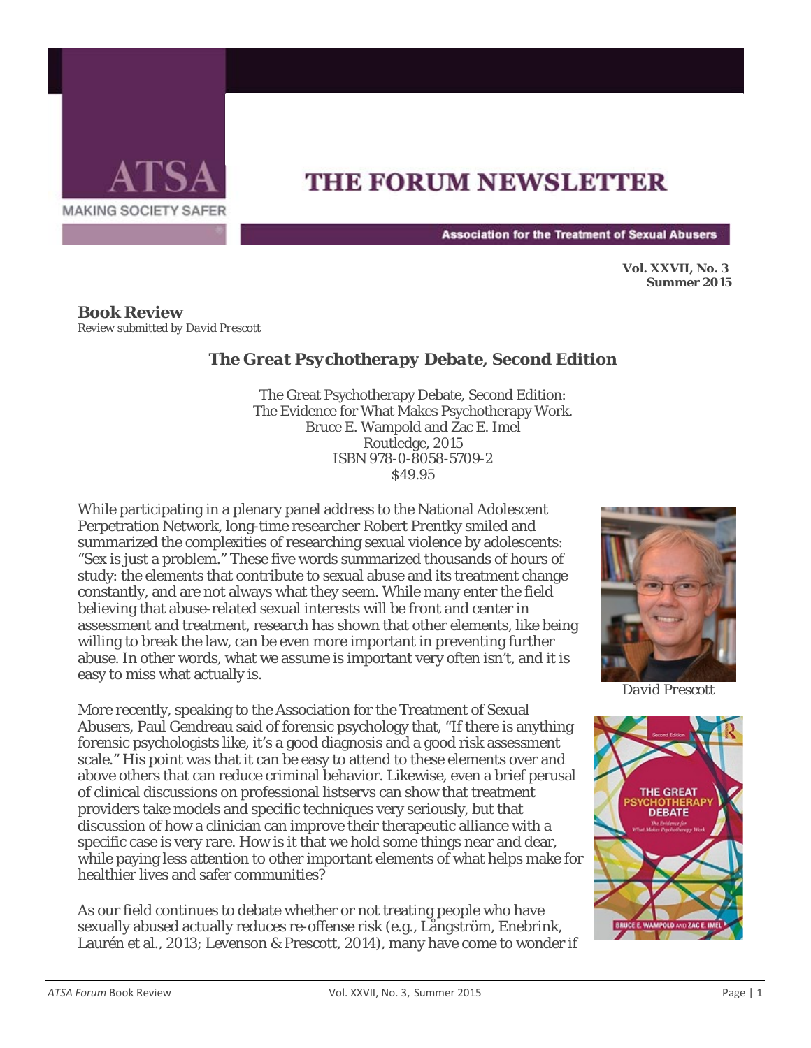# THE FORUM NEWSLETTER

ATSA — MAKING SOCIETY SAFER

Association for the Treatment of Sexual Abusers

**Vol. XXVII, No. 3**
**Summer 2015**

## Book Review

*Review submitted by David Prescott*

### *The Great Psychotherapy Debate*, Second Edition

The Great Psychotherapy Debate, Second Edition:
The Evidence for What Makes Psychotherapy Work.
Bruce E. Wampold and Zac E. Imel
Routledge, 2015
ISBN 978-0-8058-5709-2
$49.95

While participating in a plenary panel address to the National Adolescent Perpetration Network, long-time researcher Robert Prentky smiled and summarized the complexities of researching sexual violence by adolescents: "Sex is just a problem." These five words summarized thousands of hours of study: the elements that contribute to sexual abuse and its treatment change constantly, and are not always what they seem. While many enter the field believing that abuse-related sexual interests will be front and center in assessment and treatment, research has shown that other elements, like being willing to break the law, can be even more important in preventing further abuse. In other words, what we assume is important very often isn't, and it is easy to miss what actually is.

David Prescott

More recently, speaking to the Association for the Treatment of Sexual Abusers, Paul Gendreau said of forensic psychology that, "If there is anything forensic psychologists like, it's a good diagnosis and a good risk assessment scale." His point was that it can be easy to attend to these elements over and above others that can reduce criminal behavior. Likewise, even a brief perusal of clinical discussions on professional listservs can show that treatment providers take models and specific techniques very seriously, but that discussion of how a clinician can improve their therapeutic alliance with a specific case is very rare. How is it that we hold some things near and dear, while paying less attention to other important elements of what helps make for healthier lives and safer communities?

As our field continues to debate whether or not treating people who have sexually abused actually reduces re-offense risk (e.g., Långström, Enebrink, Laurén et al., 2013; Levenson & Prescott, 2014), many have come to wonder if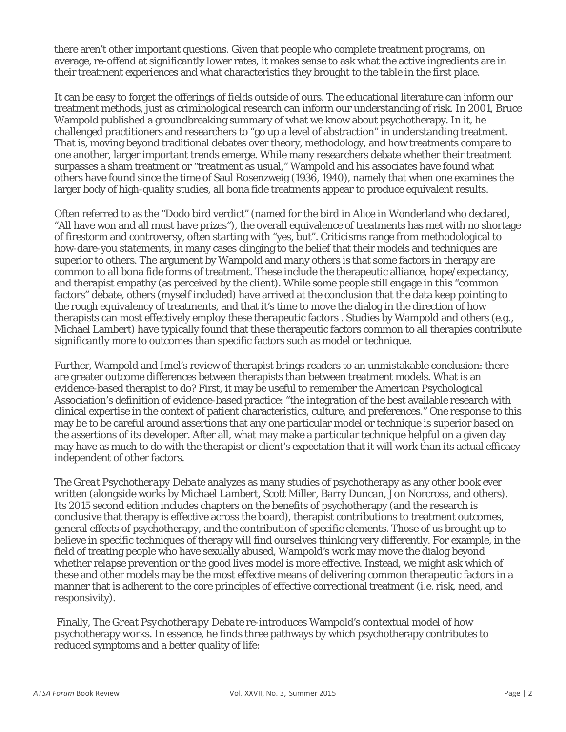there aren't other important questions. Given that people who complete treatment programs, on average, re-offend at significantly lower rates, it makes sense to ask what the active ingredients are in their treatment experiences and what characteristics they brought to the table in the first place.

It can be easy to forget the offerings of fields outside of ours. The educational literature can inform our treatment methods, just as criminological research can inform our understanding of risk. In 2001, Bruce Wampold published a groundbreaking summary of what we know about psychotherapy. In it, he challenged practitioners and researchers to "go up a level of abstraction" in understanding treatment. That is, moving beyond traditional debates over theory, methodology, and how treatments compare to one another, larger important trends emerge. While many researchers debate whether their treatment surpasses a sham treatment or "treatment as usual," Wampold and his associates have found what others have found since the time of Saul Rosenzweig (1936, 1940), namely that when one examines the larger body of high-quality studies, all bona fide treatments appear to produce equivalent results.

Often referred to as the "Dodo bird verdict" (named for the bird in Alice in Wonderland who declared, "All have won and all must have prizes"), the overall equivalence of treatments has met with no shortage of firestorm and controversy, often starting with "yes, but". Criticisms range from methodological to how-dare-you statements, in many cases clinging to the belief that their models and techniques are superior to others. The argument by Wampold and many others is that some factors in therapy are common to all bona fide forms of treatment. These include the therapeutic alliance, hope/expectancy, and therapist empathy (as perceived by the client). While some people still engage in this "common factors" debate, others (myself included) have arrived at the conclusion that the data keep pointing to the rough equivalency of treatments, and that it's time to move the dialog in the direction of how therapists can most effectively employ these therapeutic factors . Studies by Wampold and others (e.g., Michael Lambert) have typically found that these therapeutic factors common to all therapies contribute significantly more to outcomes than specific factors such as model or technique.

Further, Wampold and Imel's review of therapist brings readers to an unmistakable conclusion: there are greater outcome differences between therapists than between treatment models. What is an evidence-based therapist to do? First, it may be useful to remember the American Psychological Association's definition of evidence-based practice: "the integration of the best available research with clinical expertise in the context of patient characteristics, culture, and preferences." One response to this may be to be careful around assertions that any one particular model or technique is superior based on the assertions of its developer. After all, what may make a particular technique helpful on a given day may have as much to do with the therapist or client's expectation that it will work than its actual efficacy independent of other factors.

*The Great Psychotherapy Debate* analyzes as many studies of psychotherapy as any other book ever written (alongside works by Michael Lambert, Scott Miller, Barry Duncan, Jon Norcross, and others). Its 2015 second edition includes chapters on the benefits of psychotherapy (and the research is conclusive that therapy is effective across the board), therapist contributions to treatment outcomes, general effects of psychotherapy, and the contribution of specific elements. Those of us brought up to believe in specific techniques of therapy will find ourselves thinking very differently. For example, in the field of treating people who have sexually abused, Wampold's work may move the dialog beyond whether relapse prevention or the good lives model is more effective. Instead, we might ask which of these and other models may be the most effective means of delivering common therapeutic factors in a manner that is adherent to the core principles of effective correctional treatment (i.e. risk, need, and responsivity).

Finally, *The Great Psychotherapy Debate* re-introduces Wampold's contextual model of how psychotherapy works. In essence, he finds three pathways by which psychotherapy contributes to reduced symptoms and a better quality of life: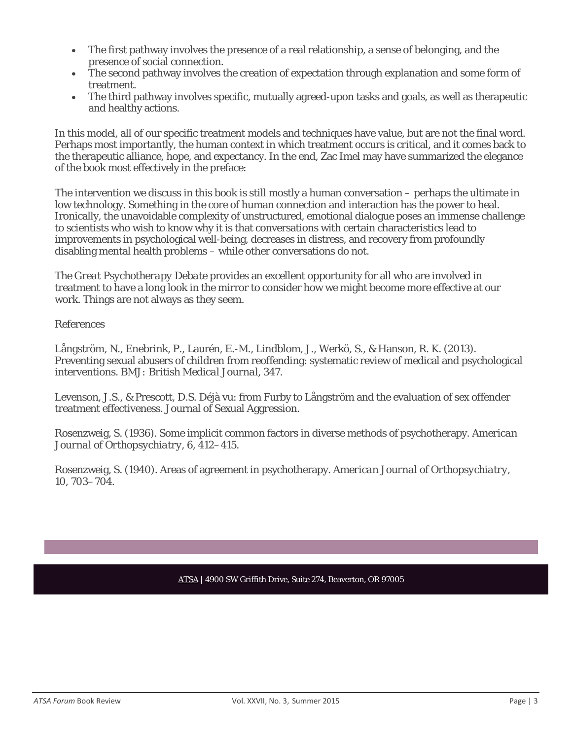- The first pathway involves the presence of a real relationship, a sense of belonging, and the presence of social connection.
- The second pathway involves the creation of expectation through explanation and some form of treatment.
- The third pathway involves specific, mutually agreed-upon tasks and goals, as well as therapeutic and healthy actions.

In this model, all of our specific treatment models and techniques have value, but are not the final word. Perhaps most importantly, the human context in which treatment occurs is critical, and it comes back to the therapeutic alliance, hope, and expectancy. In the end, Zac Imel may have summarized the elegance of the book most effectively in the preface:

The intervention we discuss in this book is still mostly a human conversation – perhaps the ultimate in low technology. Something in the core of human connection and interaction has the power to heal. Ironically, the unavoidable complexity of unstructured, emotional dialogue poses an immense challenge to scientists who wish to know why it is that conversations with certain characteristics lead to improvements in psychological well-being, decreases in distress, and recovery from profoundly disabling mental health problems – while other conversations do not.

*The Great Psychotherapy Debate* provides an excellent opportunity for all who are involved in treatment to have a long look in the mirror to consider how we might become more effective at our work. Things are not always as they seem.

References

Långström, N., Enebrink, P., Laurén, E.-M., Lindblom, J., Werkö, S., & Hanson, R. K. (2013). Preventing sexual abusers of children from reoffending: systematic review of medical and psychological interventions. *BMJ: British Medical Journal*, 347.

Levenson, J.S., & Prescott, D.S. Déjà vu: from Furby to Långström and the evaluation of sex offender treatment effectiveness. Journal of Sexual Aggression.

Rosenzweig, S. (1936). Some implicit common factors in diverse methods of psychotherapy. *American Journal of Orthopsychiatry*, 6, 412–415.

Rosenzweig, S. (1940). Areas of agreement in psychotherapy. *American Journal of Orthopsychiatry*, 10, 703–704.

ATSA | 4900 SW Griffith Drive, Suite 274, Beaverton, OR 97005